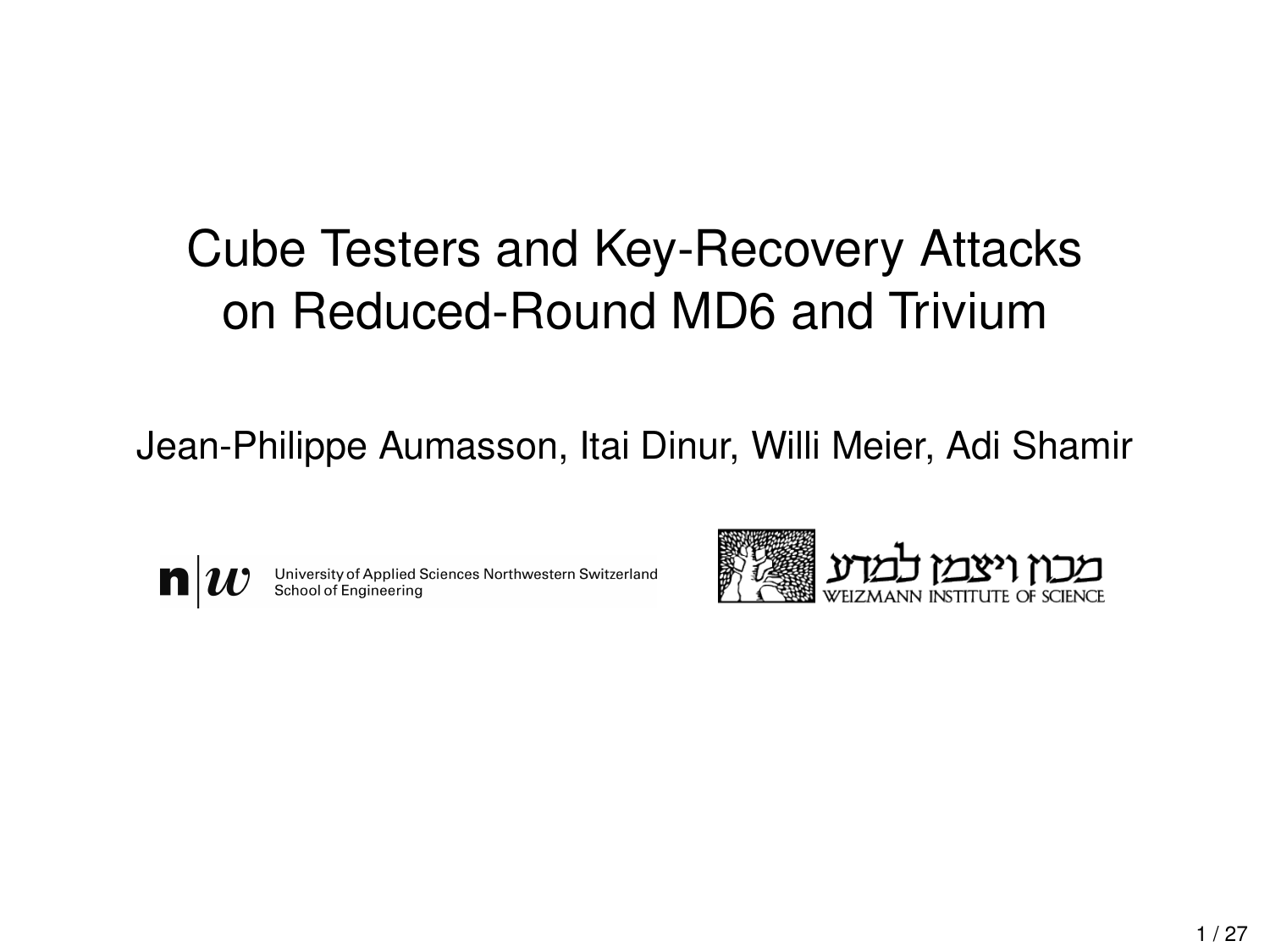# Cube Testers and Key-Recovery Attacks on Reduced-Round MD6 and Trivium

Jean-Philippe Aumasson, Itai Dinur, Willi Meier, Adi Shamir

n|w University of Applied Sciences Northwestern Switzerland School of Engineering

מכון ויצמן למדע WEIZMANN INSTITUTE OF SCIENCE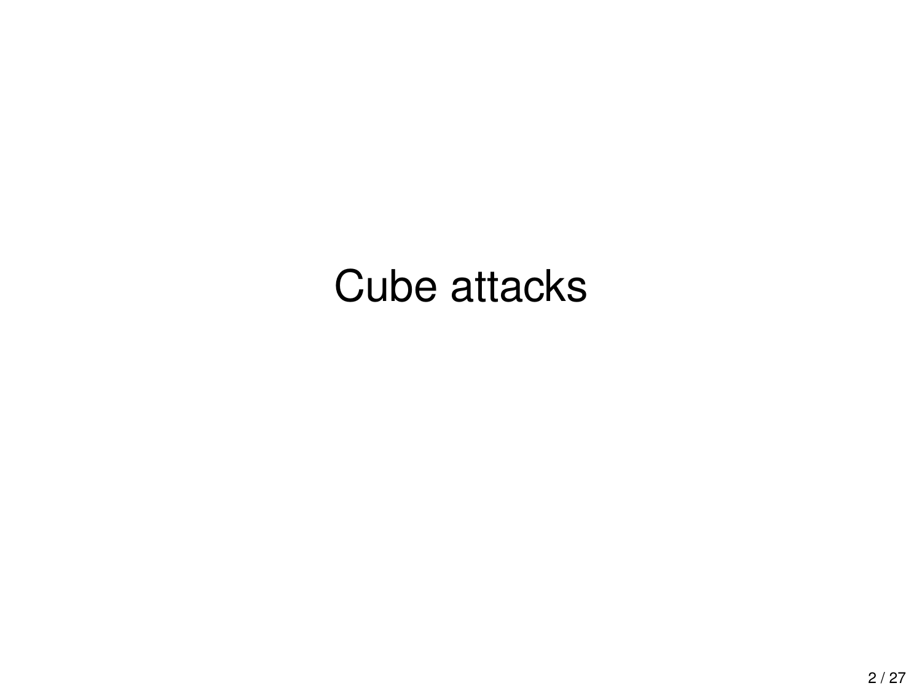# Cube attacks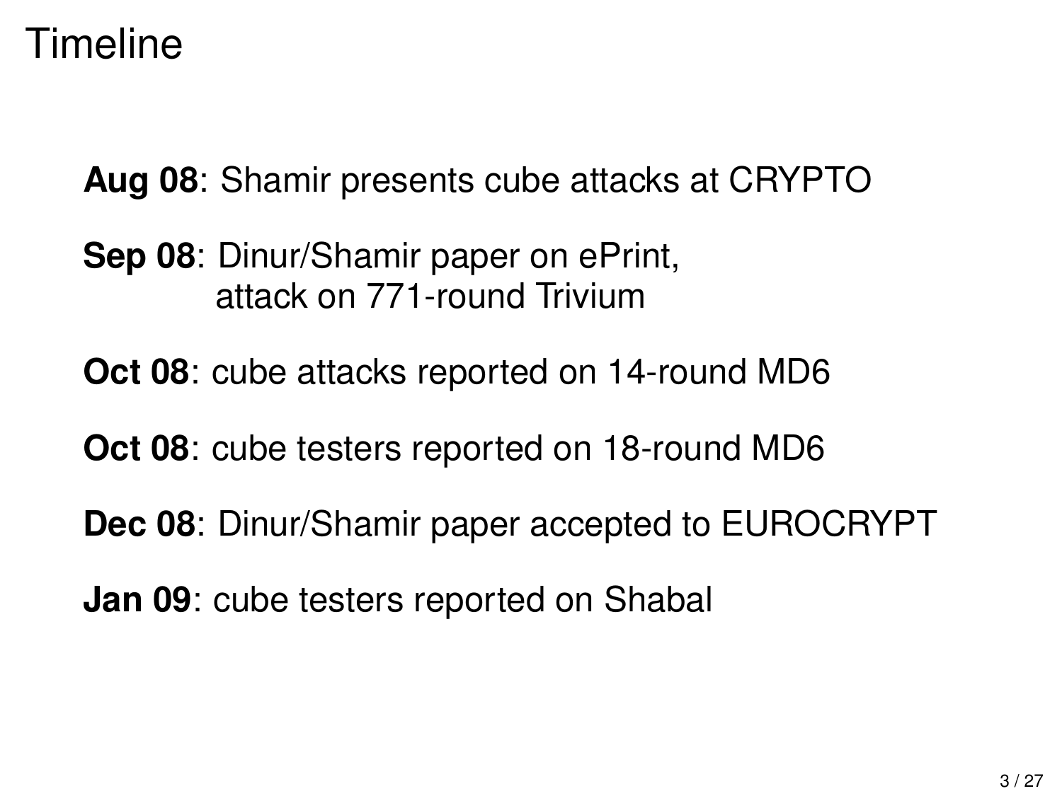# Timeline

**Aug 08**: Shamir presents cube attacks at CRYPTO

**Sep 08**: Dinur/Shamir paper on ePrint,
attack on 771-round Trivium

**Oct 08**: cube attacks reported on 14-round MD6

**Oct 08**: cube testers reported on 18-round MD6

**Dec 08**: Dinur/Shamir paper accepted to EUROCRYPT

**Jan 09**: cube testers reported on Shabal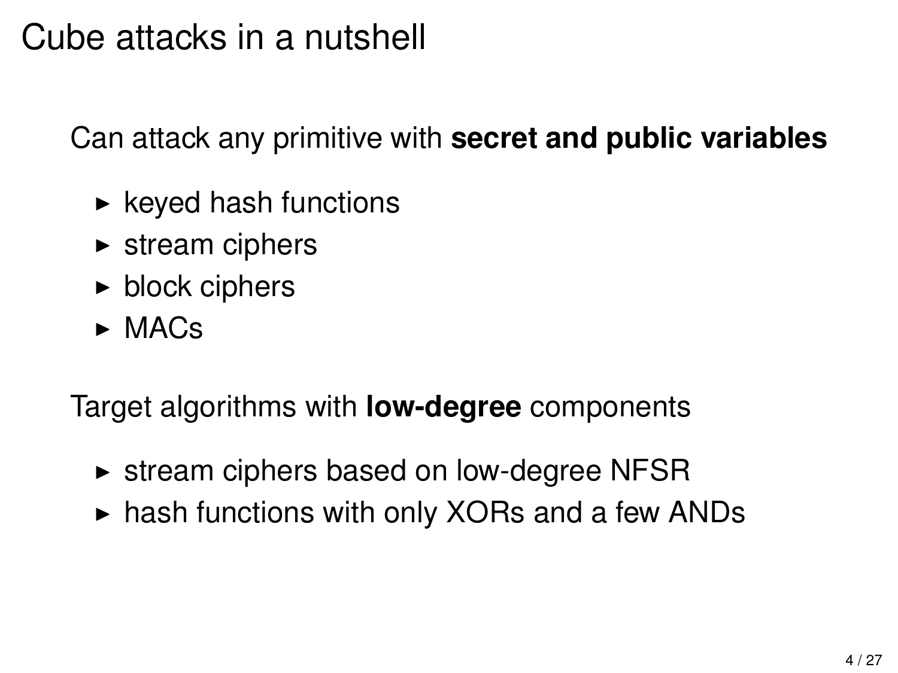# Cube attacks in a nutshell

Can attack any primitive with **secret and public variables**

- keyed hash functions
- stream ciphers
- block ciphers
- MACs

Target algorithms with **low-degree** components

- stream ciphers based on low-degree NFSR
- hash functions with only XORs and a few ANDs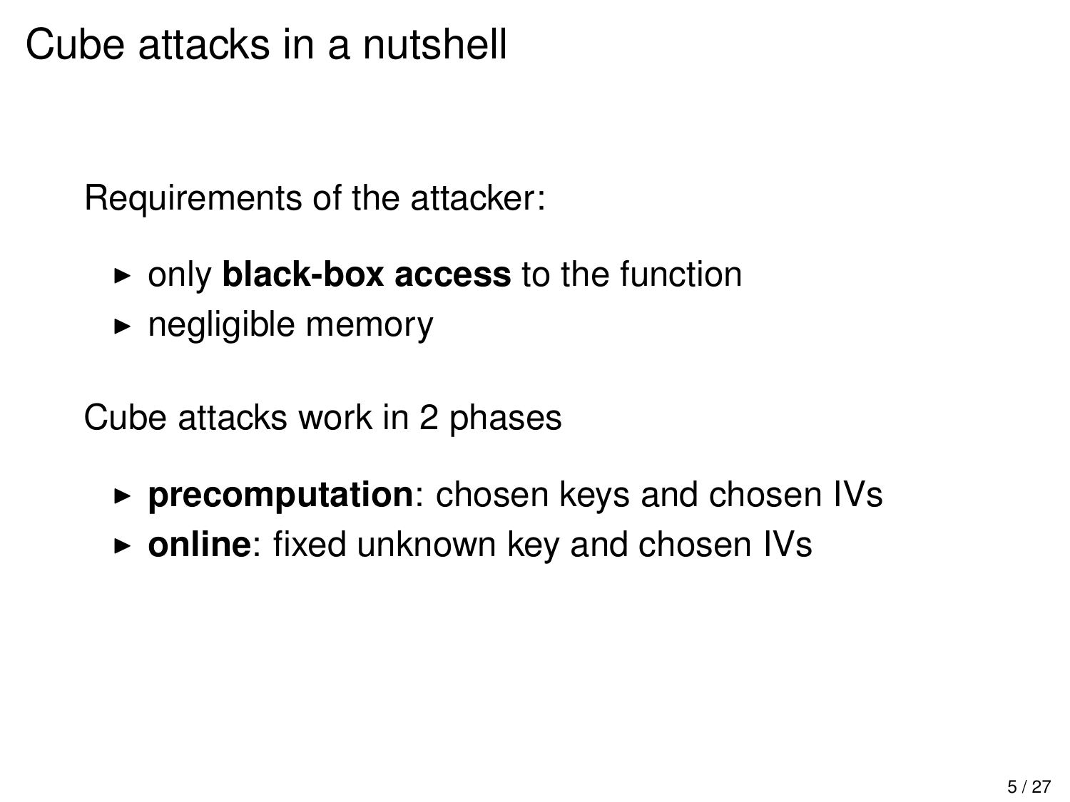# Cube attacks in a nutshell

Requirements of the attacker:

- only **black-box access** to the function
- negligible memory

Cube attacks work in 2 phases

- **precomputation**: chosen keys and chosen IVs
- **online**: fixed unknown key and chosen IVs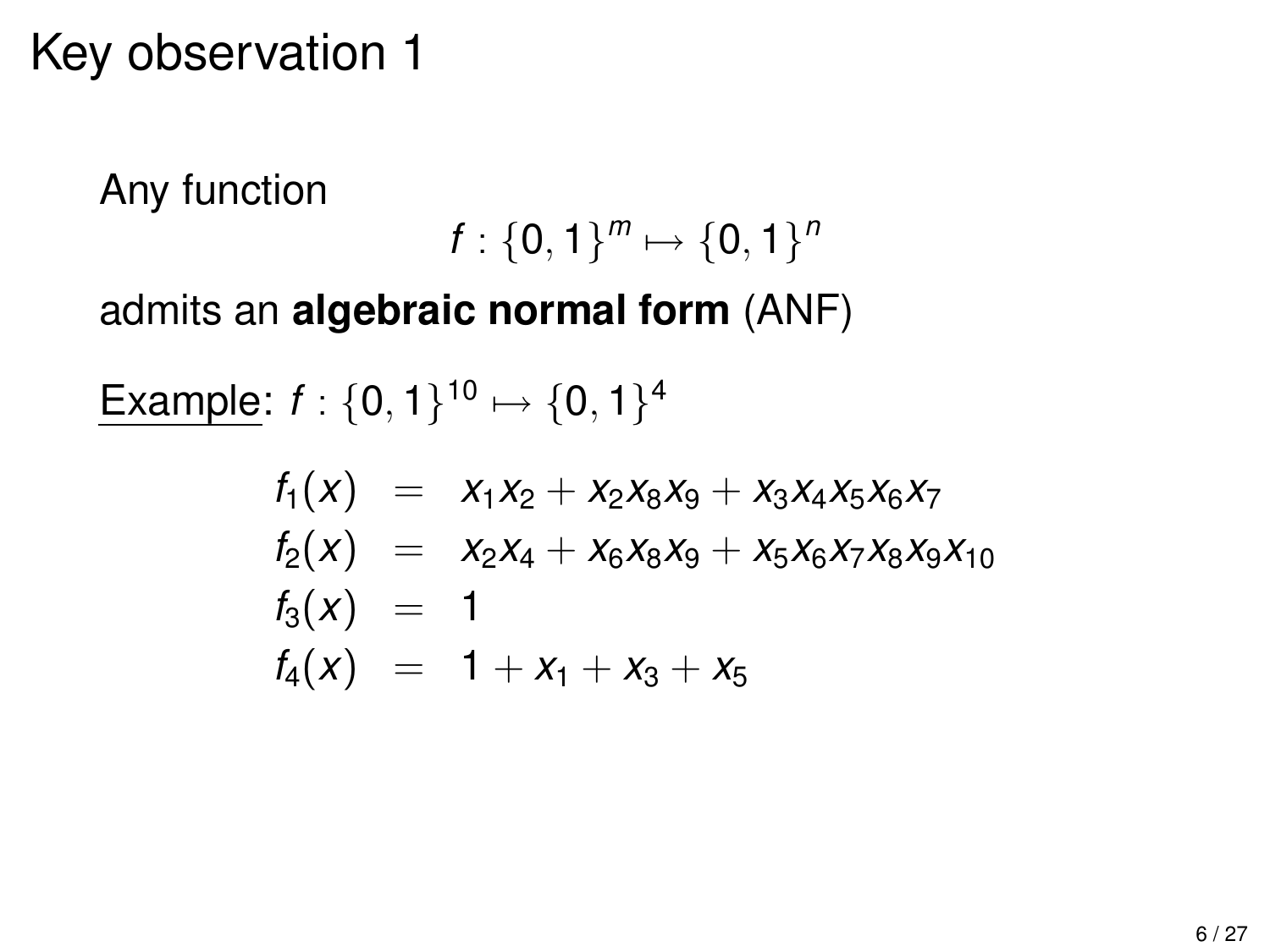# Key observation 1

Any function

$$f : \{0,1\}^m \mapsto \{0,1\}^n$$

admits an **algebraic normal form** (ANF)

Example: $f : \{0,1\}^{10} \mapsto \{0,1\}^4$

$$
\begin{aligned}
f_1(x) &= x_1x_2 + x_2x_8x_9 + x_3x_4x_5x_6x_7 \\
f_2(x) &= x_2x_4 + x_6x_8x_9 + x_5x_6x_7x_8x_9x_{10} \\
f_3(x) &= 1 \\
f_4(x) &= 1 + x_1 + x_3 + x_5
\end{aligned}
$$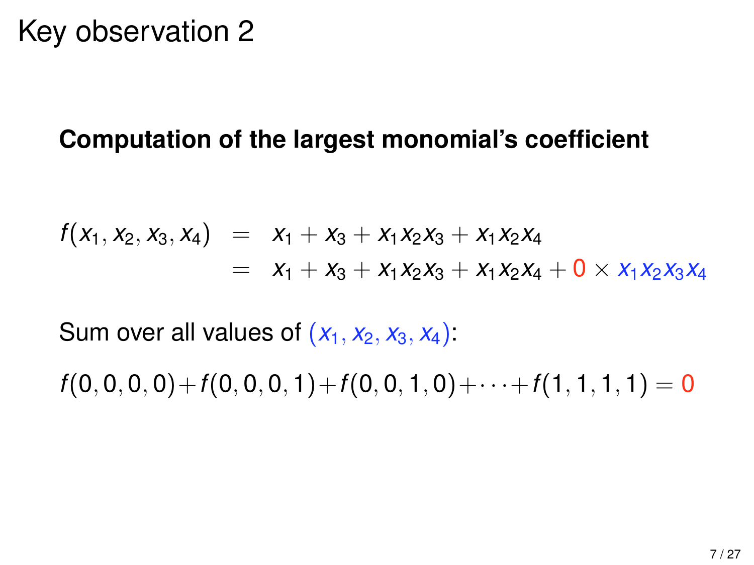# Key observation 2

**Computation of the largest monomial's coefficient**

$$
\begin{aligned}
f(x_1, x_2, x_3, x_4) &= x_1 + x_3 + x_1x_2x_3 + x_1x_2x_4 \\
&= x_1 + x_3 + x_1x_2x_3 + x_1x_2x_4 + 0 \times x_1x_2x_3x_4
\end{aligned}
$$

Sum over all values of $(x_1, x_2, x_3, x_4)$:

$$
f(0,0,0,0) + f(0,0,0,1) + f(0,0,1,0) + \cdots + f(1,1,1,1) = 0
$$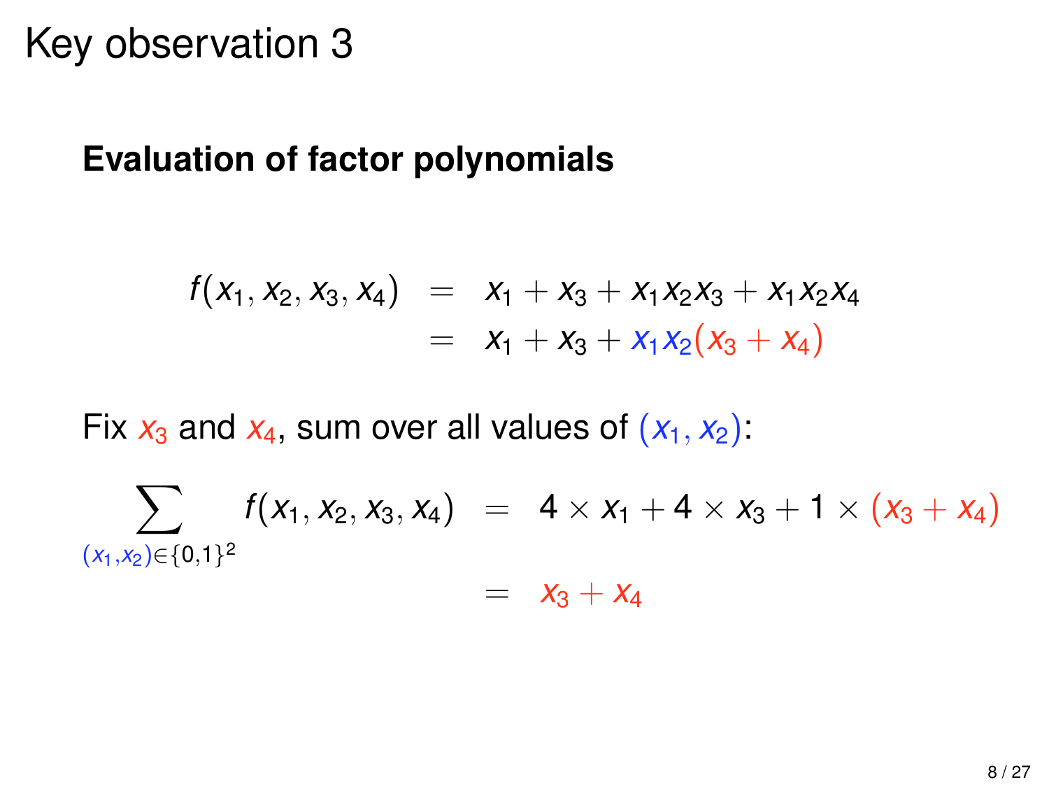# Key observation 3

**Evaluation of factor polynomials**

$$
\begin{aligned}
f(x_1, x_2, x_3, x_4) &= x_1 + x_3 + x_1 x_2 x_3 + x_1 x_2 x_4 \\
&= x_1 + x_3 + x_1 x_2 (x_3 + x_4)
\end{aligned}
$$

Fix $x_3$ and $x_4$, sum over all values of $(x_1, x_2)$:

$$
\begin{aligned}
\sum_{(x_1, x_2) \in \{0,1\}^2} f(x_1, x_2, x_3, x_4) &= 4 \times x_1 + 4 \times x_3 + 1 \times (x_3 + x_4) \\
&= x_3 + x_4
\end{aligned}
$$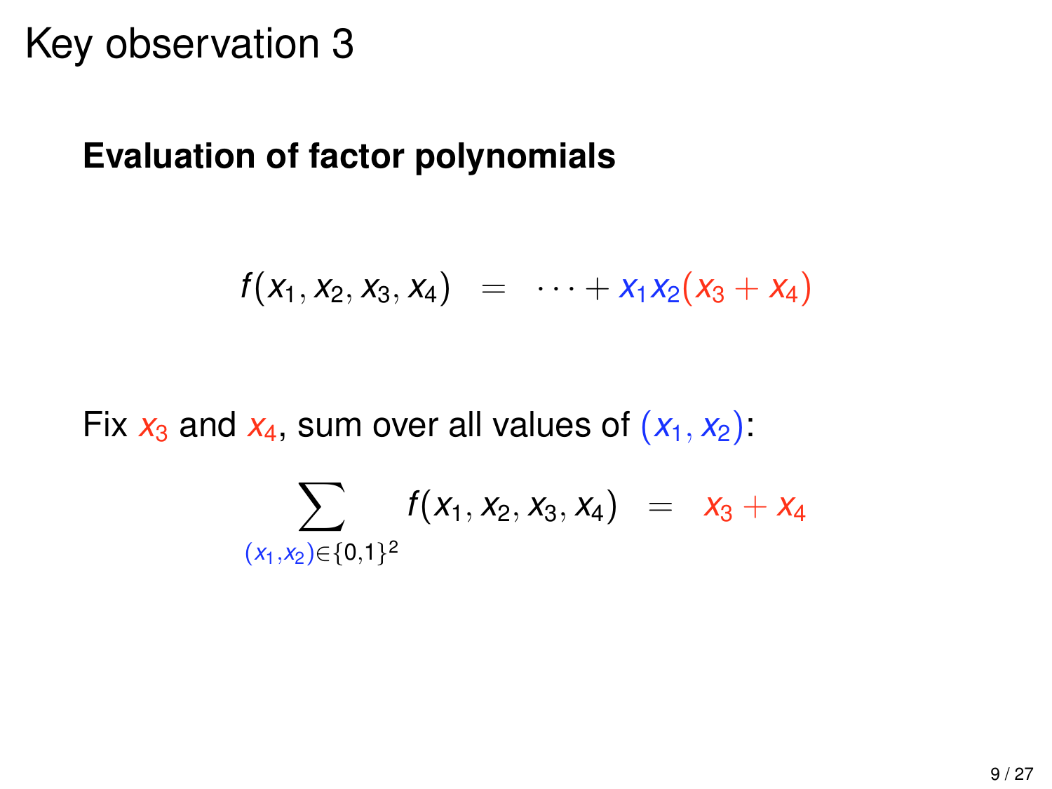# Key observation 3

**Evaluation of factor polynomials**

$$f(x_1, x_2, x_3, x_4) \quad = \quad \cdots + x_1 x_2 (x_3 + x_4)$$

Fix $x_3$ and $x_4$, sum over all values of $(x_1, x_2)$:

$$\sum_{(x_1, x_2) \in \{0,1\}^2} f(x_1, x_2, x_3, x_4) \quad = \quad x_3 + x_4$$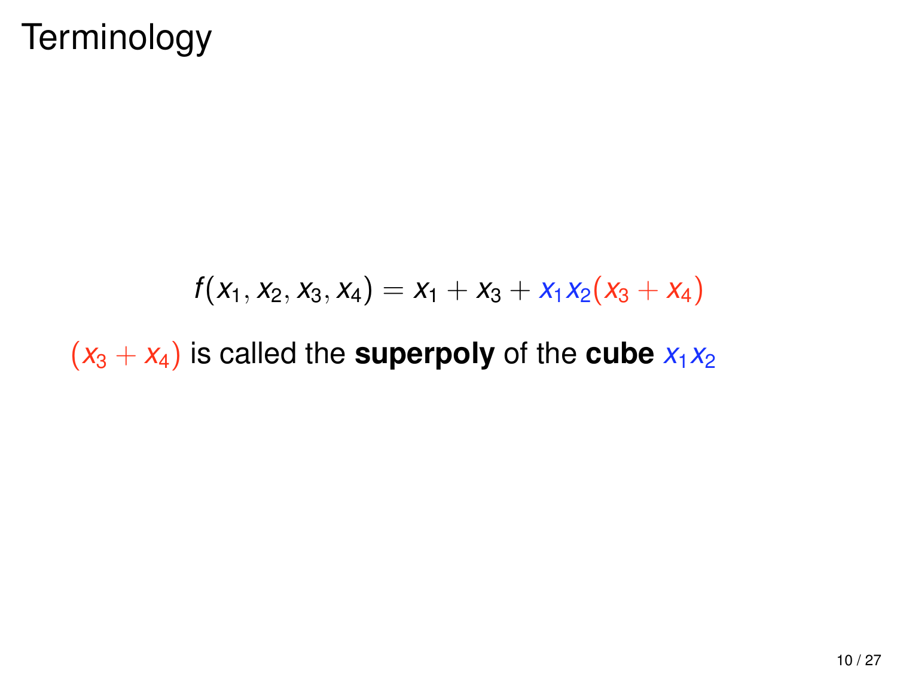# Terminology

$$f(x_1, x_2, x_3, x_4) = x_1 + x_3 + x_1 x_2 (x_3 + x_4)$$

$(x_3 + x_4)$ is called the **superpoly** of the **cube** $x_1 x_2$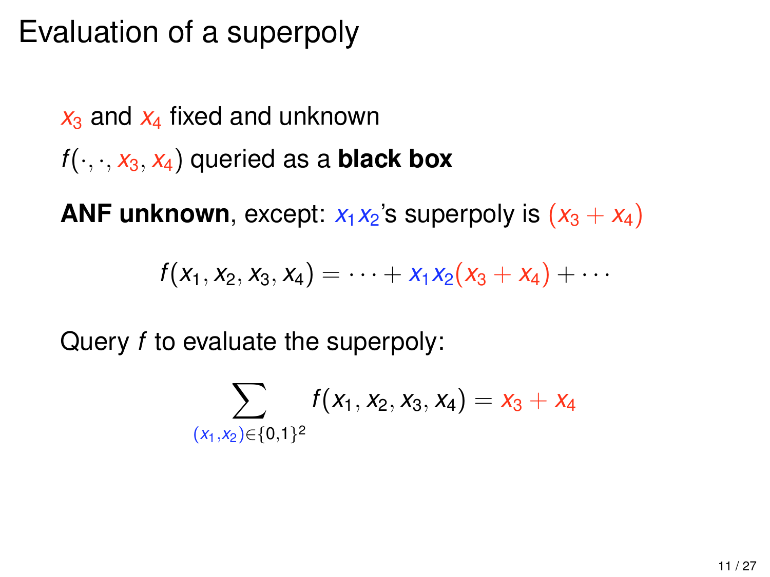# Evaluation of a superpoly

$x_3$ and $x_4$ fixed and unknown

$f(\cdot, \cdot, x_3, x_4)$ queried as a **black box**

**ANF unknown**, except: $x_1 x_2$'s superpoly is $(x_3 + x_4)$

$$f(x_1, x_2, x_3, x_4) = \cdots + x_1 x_2 (x_3 + x_4) + \cdots$$

Query $f$ to evaluate the superpoly:

$$\sum_{(x_1, x_2) \in \{0,1\}^2} f(x_1, x_2, x_3, x_4) = x_3 + x_4$$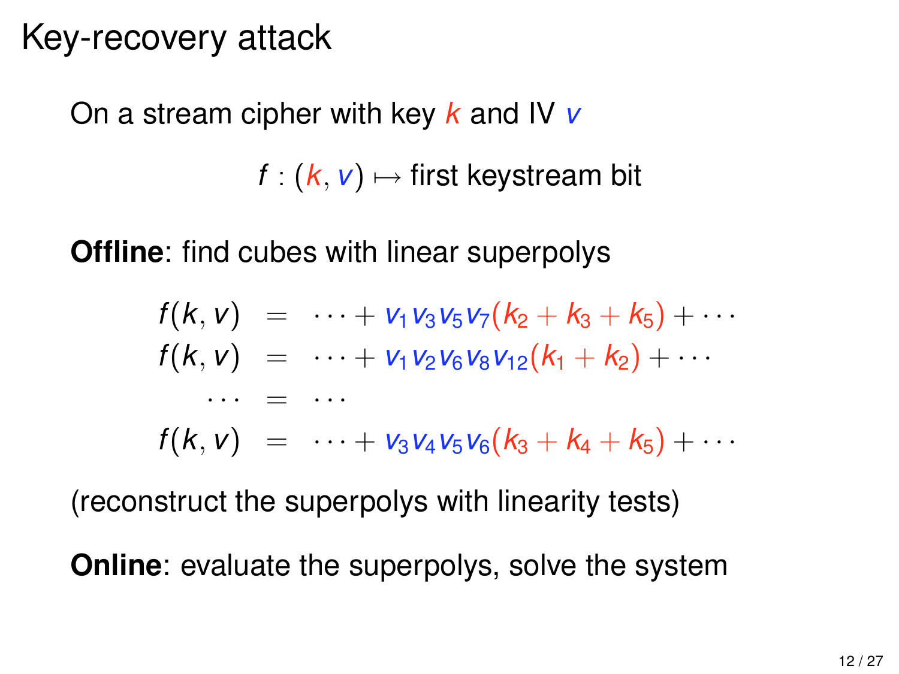# Key-recovery attack

On a stream cipher with key $k$ and IV $v$

$$f : (k, v) \mapsto \text{first keystream bit}$$

**Offline**: find cubes with linear superpolys

$$
\begin{aligned}
f(k, v) &= \cdots + v_1 v_3 v_5 v_7 (k_2 + k_3 + k_5) + \cdots \\
f(k, v) &= \cdots + v_1 v_2 v_6 v_8 v_{12} (k_1 + k_2) + \cdots \\
\cdots &= \cdots \\
f(k, v) &= \cdots + v_3 v_4 v_5 v_6 (k_3 + k_4 + k_5) + \cdots
\end{aligned}
$$

(reconstruct the superpolys with linearity tests)

**Online**: evaluate the superpolys, solve the system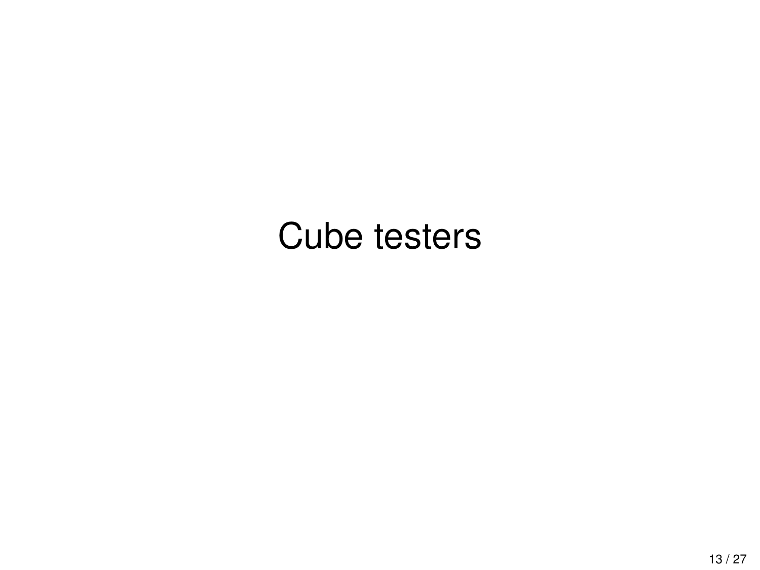# Cube testers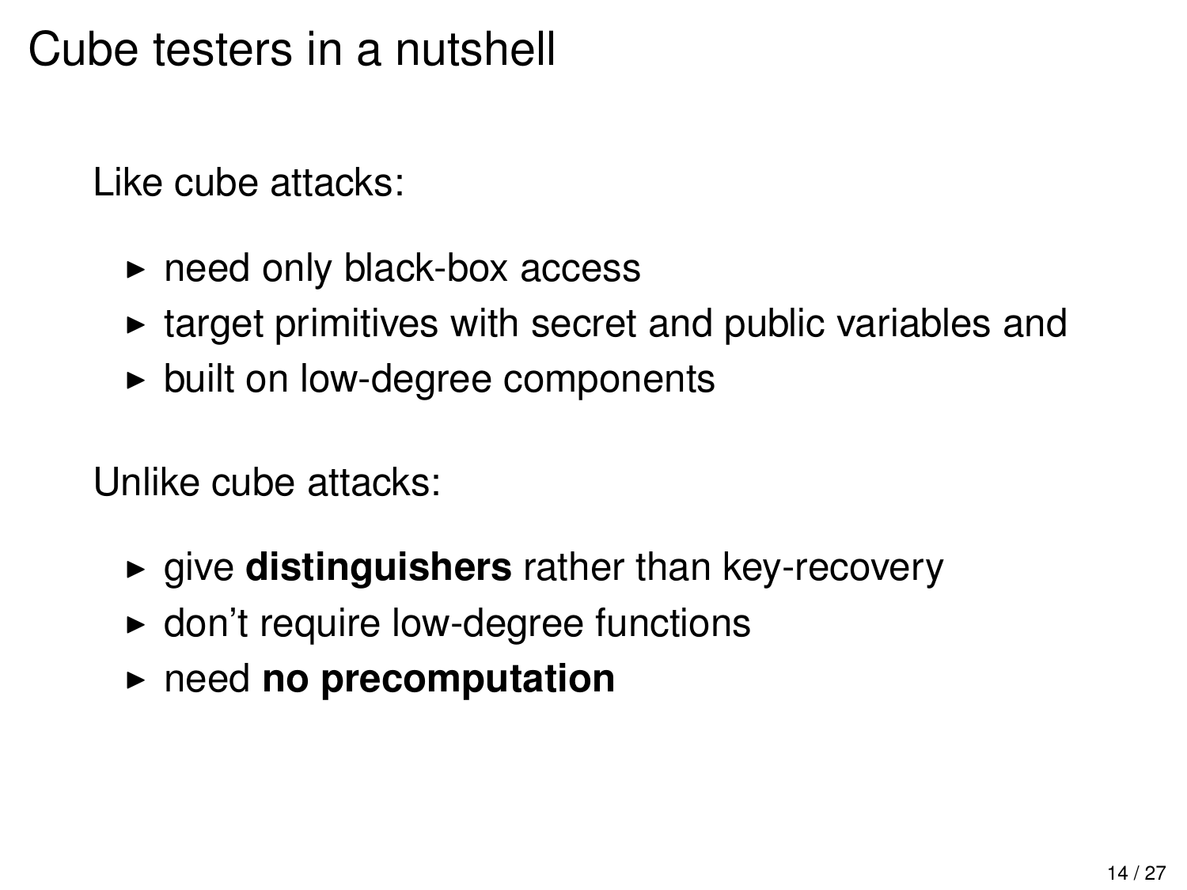# Cube testers in a nutshell

Like cube attacks:

- need only black-box access
- target primitives with secret and public variables and
- built on low-degree components

Unlike cube attacks:

- give **distinguishers** rather than key-recovery
- don't require low-degree functions
- need **no precomputation**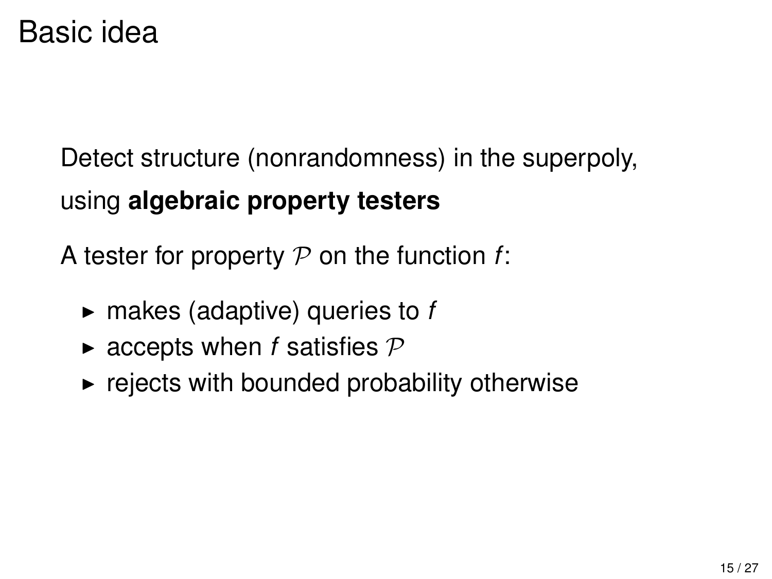# Basic idea

Detect structure (nonrandomness) in the superpoly,

using **algebraic property testers**

A tester for property $\mathcal{P}$ on the function $f$:

- makes (adaptive) queries to $f$
- accepts when $f$ satisfies $\mathcal{P}$
- rejects with bounded probability otherwise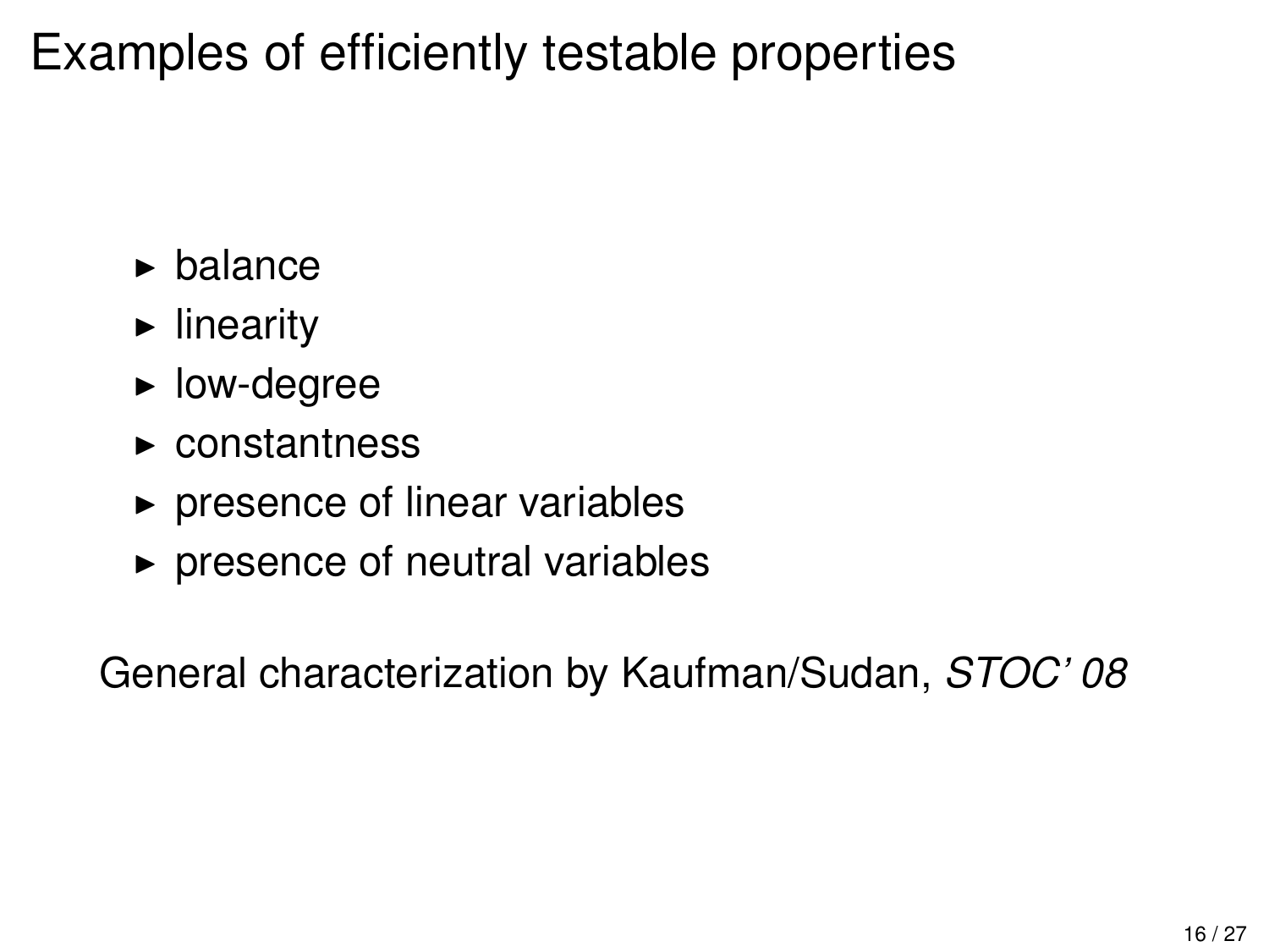# Examples of efficiently testable properties

- balance
- linearity
- low-degree
- constantness
- presence of linear variables
- presence of neutral variables

General characterization by Kaufman/Sudan, *STOC' 08*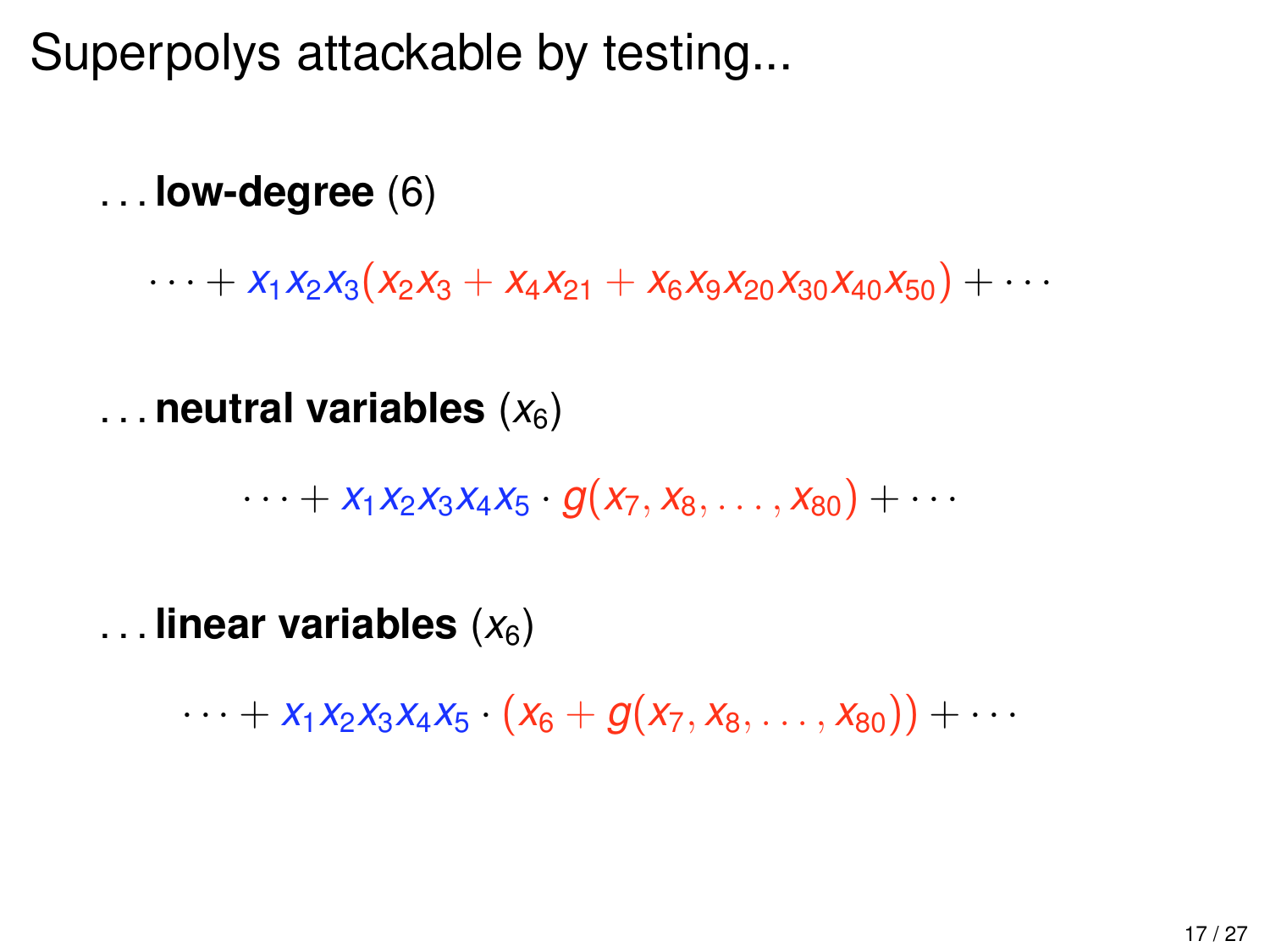# Superpolys attackable by testing...

...**low-degree** (6)

$$\cdots + x_1x_2x_3(x_2x_3 + x_4x_{21} + x_6x_9x_{20}x_{30}x_{40}x_{50}) + \cdots$$

...**neutral variables** ($x_6$)

$$\cdots + x_1x_2x_3x_4x_5 \cdot g(x_7, x_8, \ldots, x_{80}) + \cdots$$

...**linear variables** ($x_6$)

$$\cdots + x_1x_2x_3x_4x_5 \cdot (x_6 + g(x_7, x_8, \ldots, x_{80})) + \cdots$$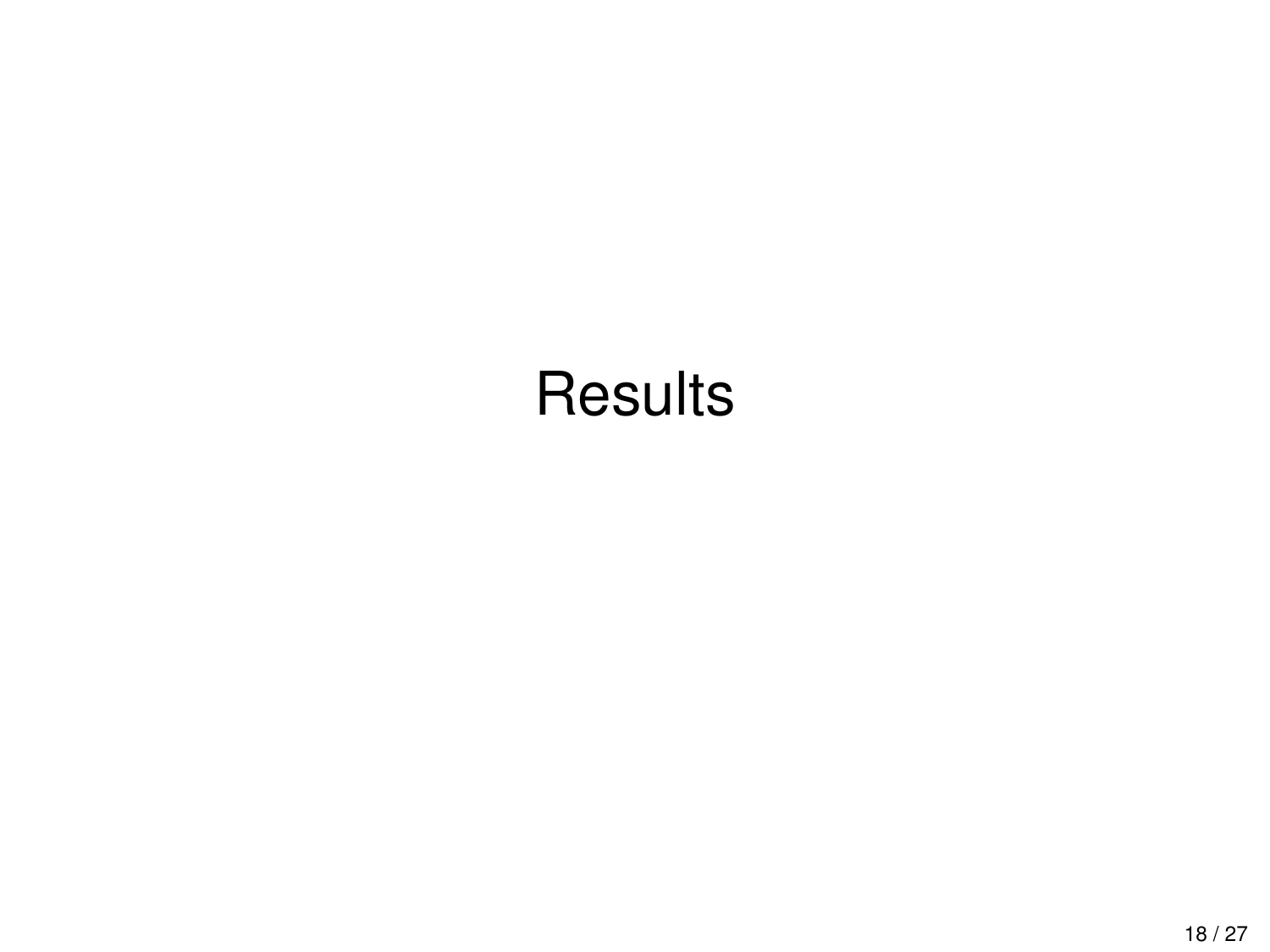# Results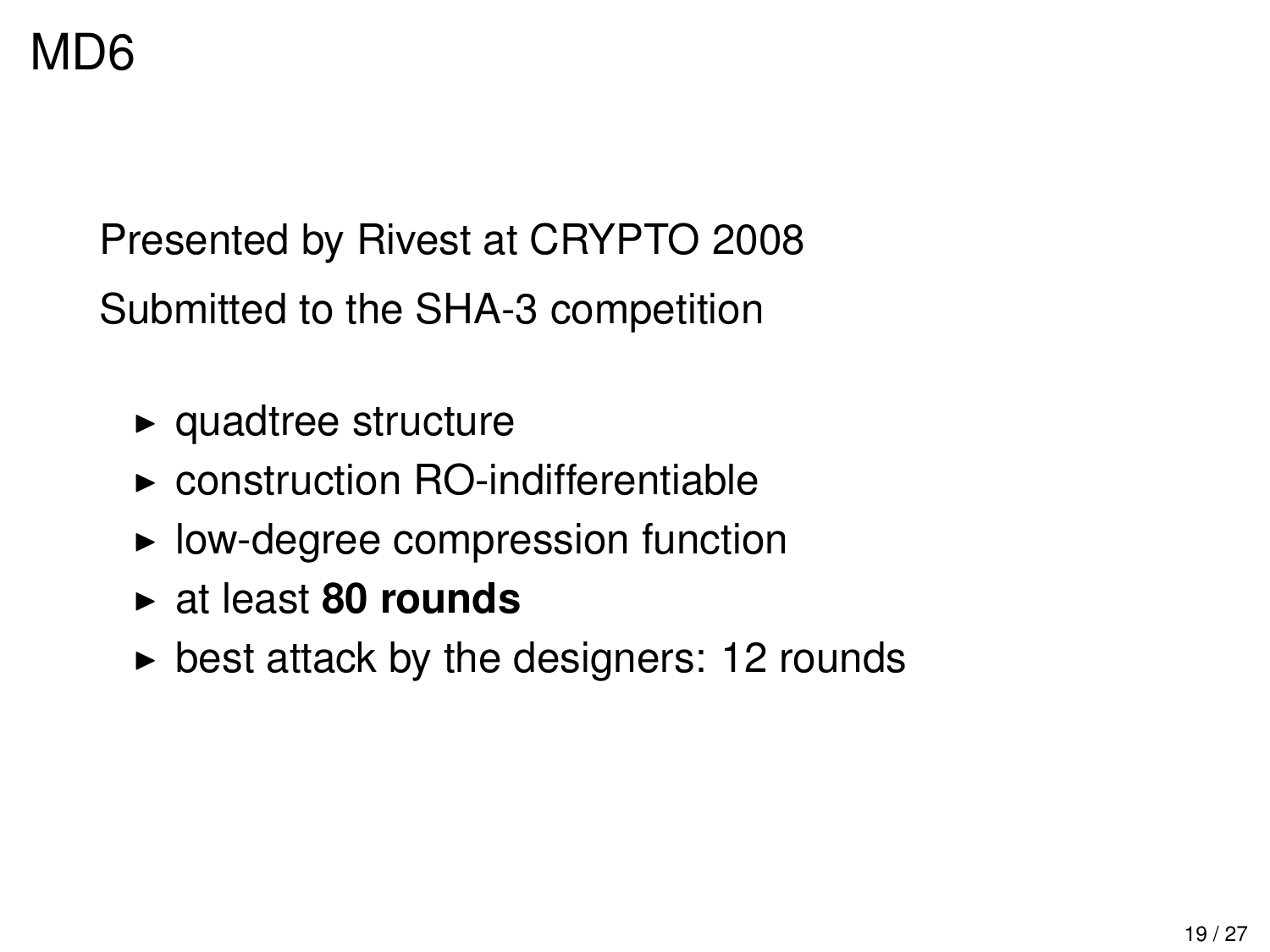# MD6

Presented by Rivest at CRYPTO 2008

Submitted to the SHA-3 competition

- quadtree structure
- construction RO-indifferentiable
- low-degree compression function
- at least **80 rounds**
- best attack by the designers: 12 rounds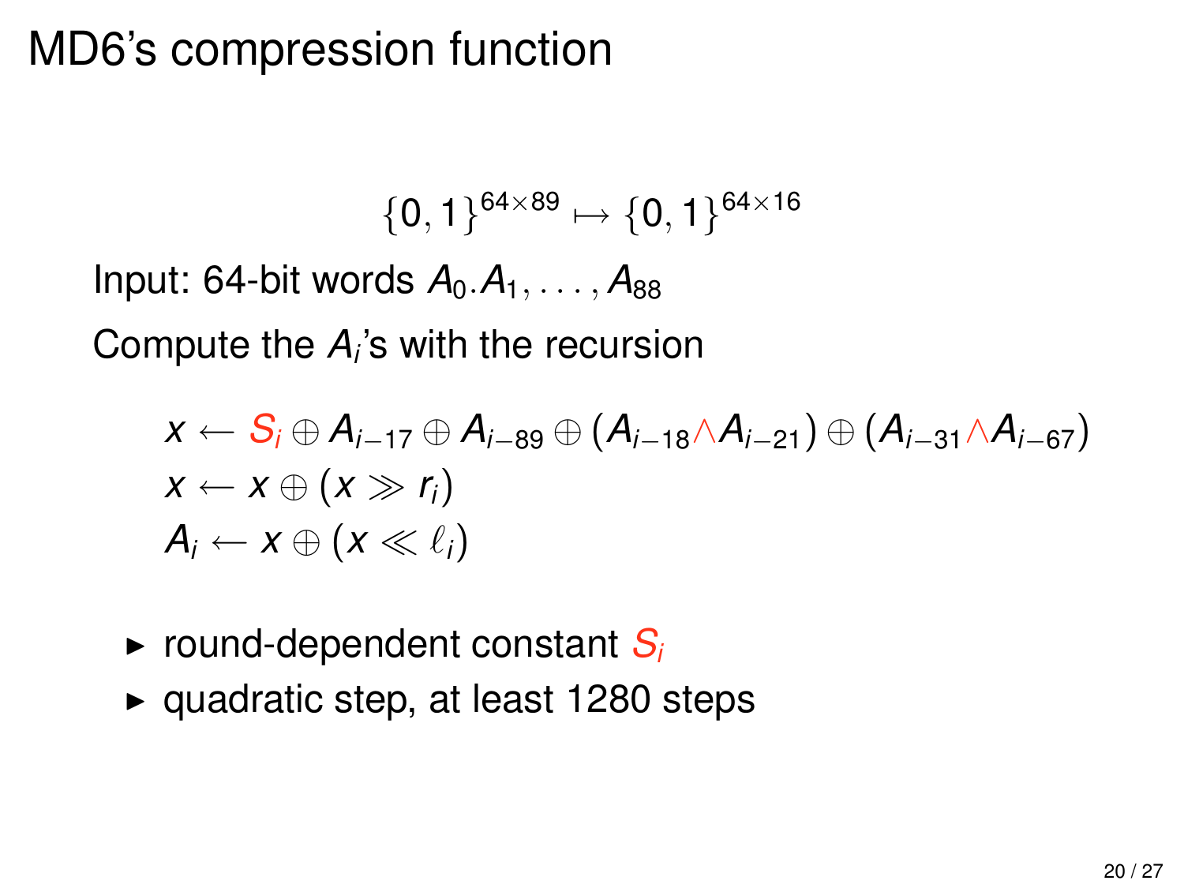# MD6's compression function

$$\{0,1\}^{64\times 89} \mapsto \{0,1\}^{64\times 16}$$

Input: 64-bit words $A_0.A_1, \ldots, A_{88}$

Compute the $A_i$'s with the recursion

$$
\begin{aligned}
&x \leftarrow S_i \oplus A_{i-17} \oplus A_{i-89} \oplus (A_{i-18} \wedge A_{i-21}) \oplus (A_{i-31} \wedge A_{i-67}) \\
&x \leftarrow x \oplus (x \gg r_i) \\
&A_i \leftarrow x \oplus (x \ll \ell_i)
\end{aligned}
$$

- round-dependent constant $S_i$
- quadratic step, at least 1280 steps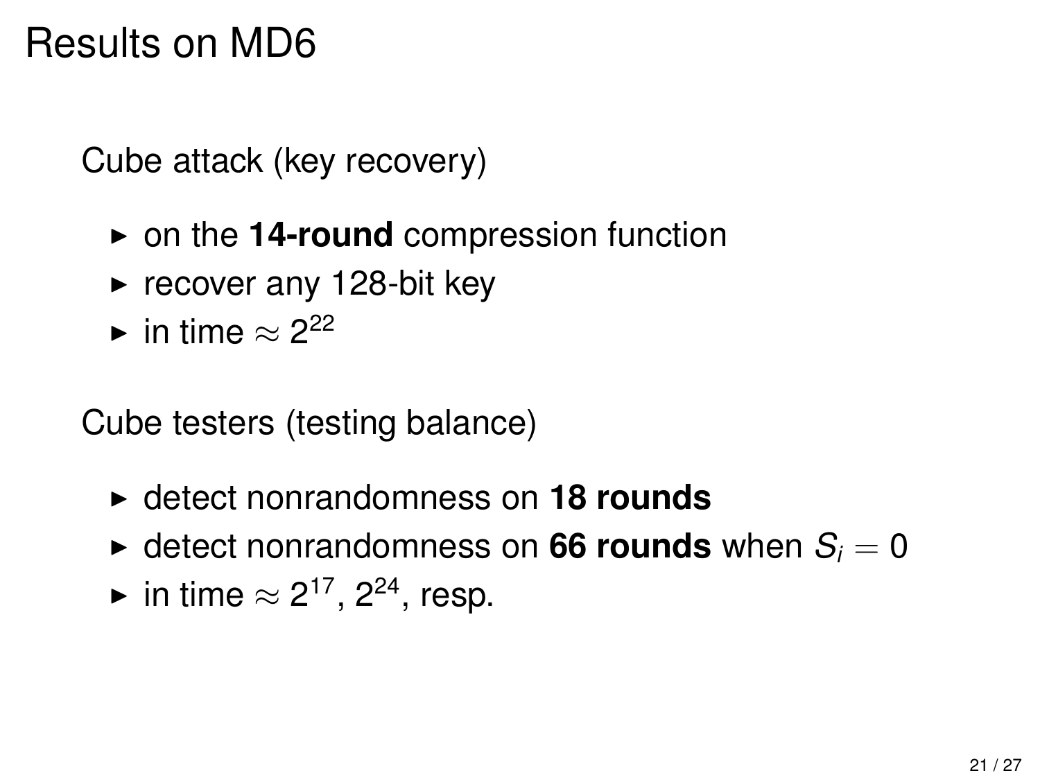# Results on MD6

Cube attack (key recovery)

- on the **14-round** compression function
- recover any 128-bit key
- in time $\approx 2^{22}$

Cube testers (testing balance)

- detect nonrandomness on **18 rounds**
- detect nonrandomness on **66 rounds** when $S_i = 0$
- in time $\approx 2^{17}$, $2^{24}$, resp.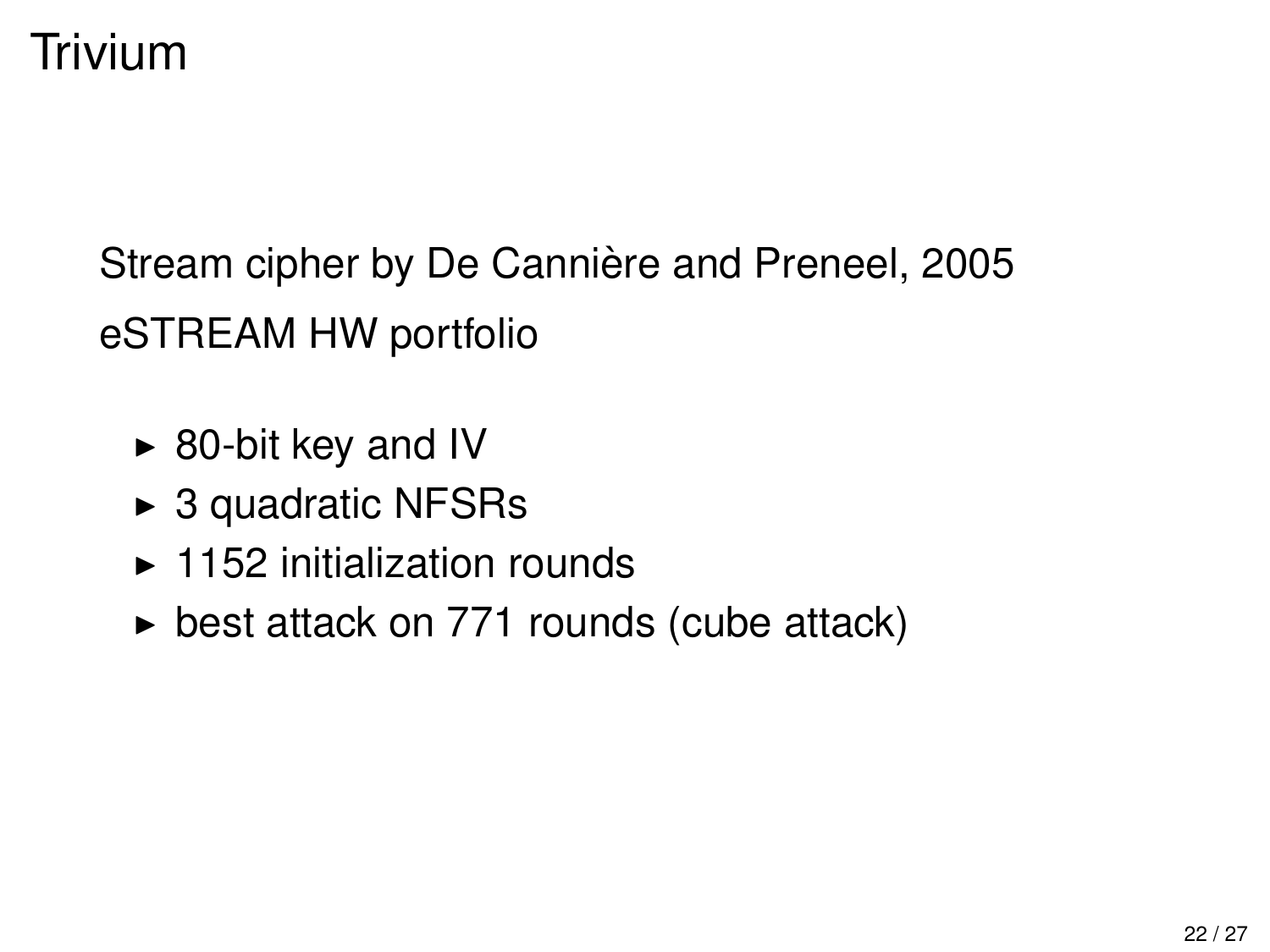# Trivium

Stream cipher by De Cannière and Preneel, 2005

eSTREAM HW portfolio

- 80-bit key and IV
- 3 quadratic NFSRs
- 1152 initialization rounds
- best attack on 771 rounds (cube attack)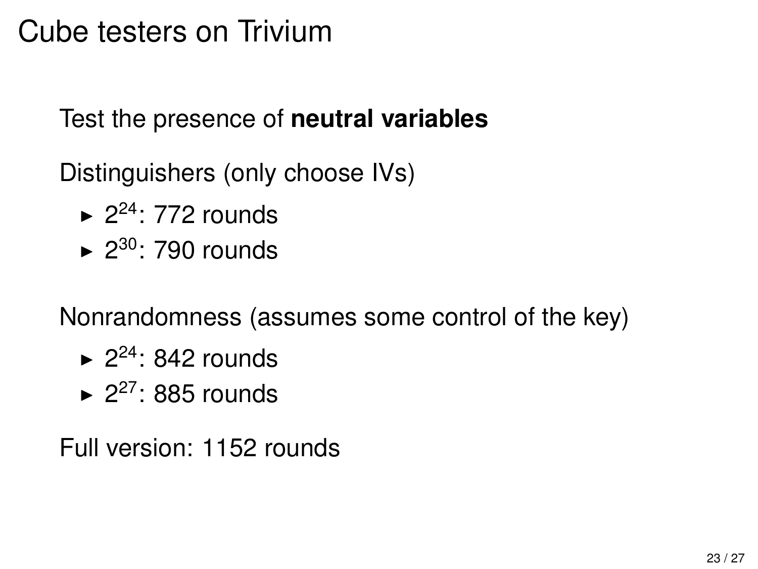# Cube testers on Trivium

Test the presence of **neutral variables**

Distinguishers (only choose IVs)

- $2^{24}$: 772 rounds
- $2^{30}$: 790 rounds

Nonrandomness (assumes some control of the key)

- $2^{24}$: 842 rounds
- $2^{27}$: 885 rounds

Full version: 1152 rounds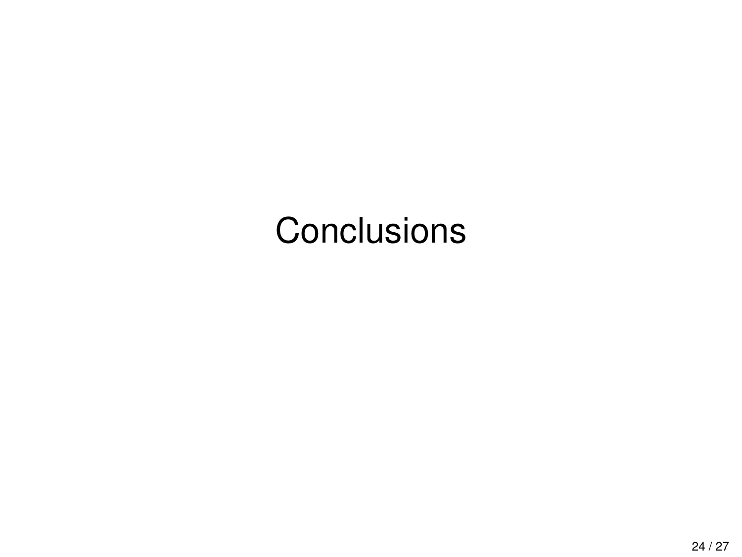# Conclusions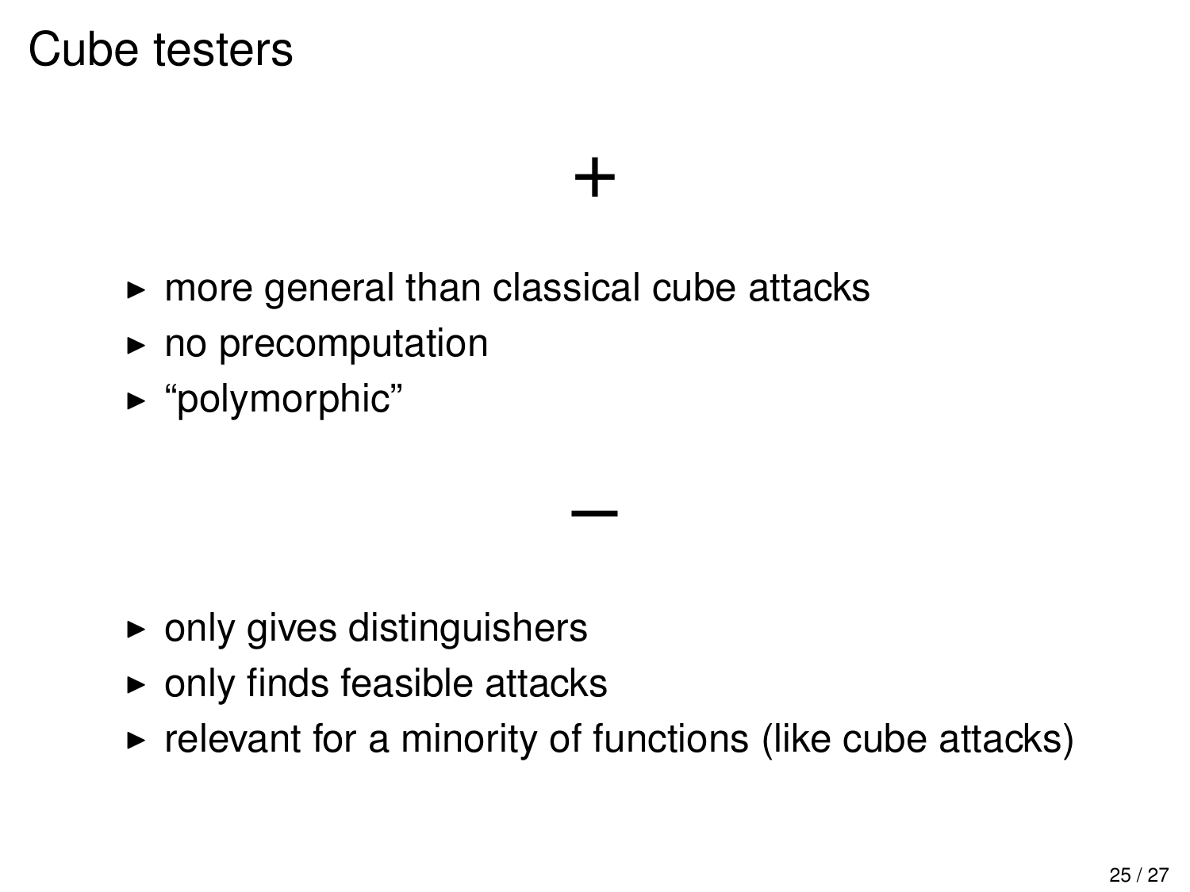# Cube testers

+

- more general than classical cube attacks
- no precomputation
- “polymorphic”

–

- only gives distinguishers
- only finds feasible attacks
- relevant for a minority of functions (like cube attacks)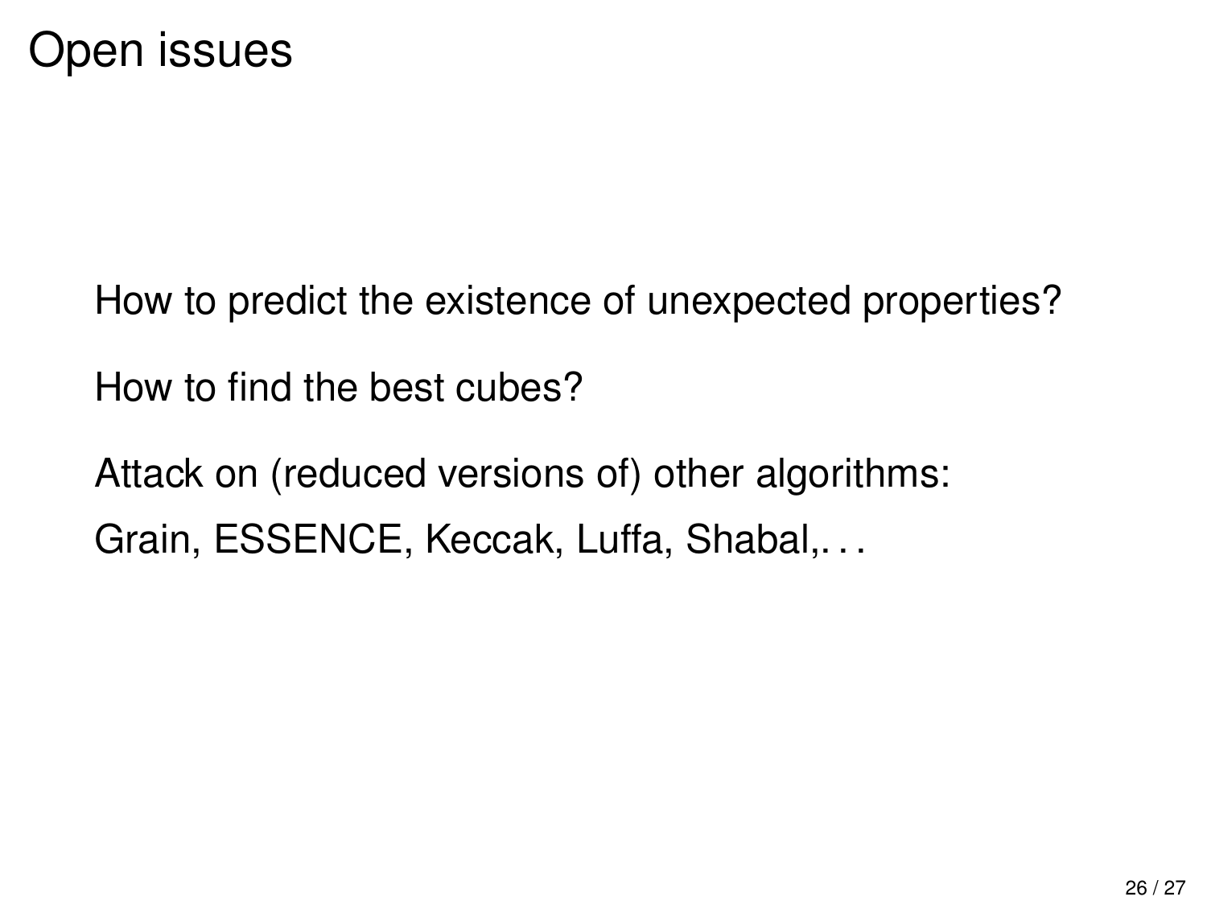# Open issues

How to predict the existence of unexpected properties?

How to find the best cubes?

Attack on (reduced versions of) other algorithms:

Grain, ESSENCE, Keccak, Luffa, Shabal,. . .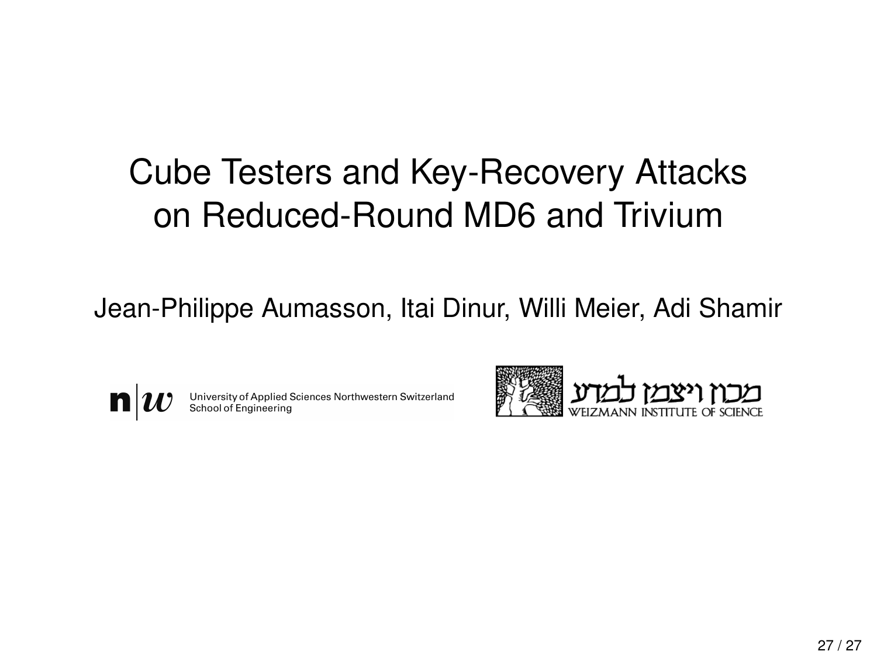# Cube Testers and Key-Recovery Attacks on Reduced-Round MD6 and Trivium

Jean-Philippe Aumasson, Itai Dinur, Willi Meier, Adi Shamir

n|w University of Applied Sciences Northwestern Switzerland
School of Engineering

מכון ויצמן למדע
WEIZMANN INSTITUTE OF SCIENCE